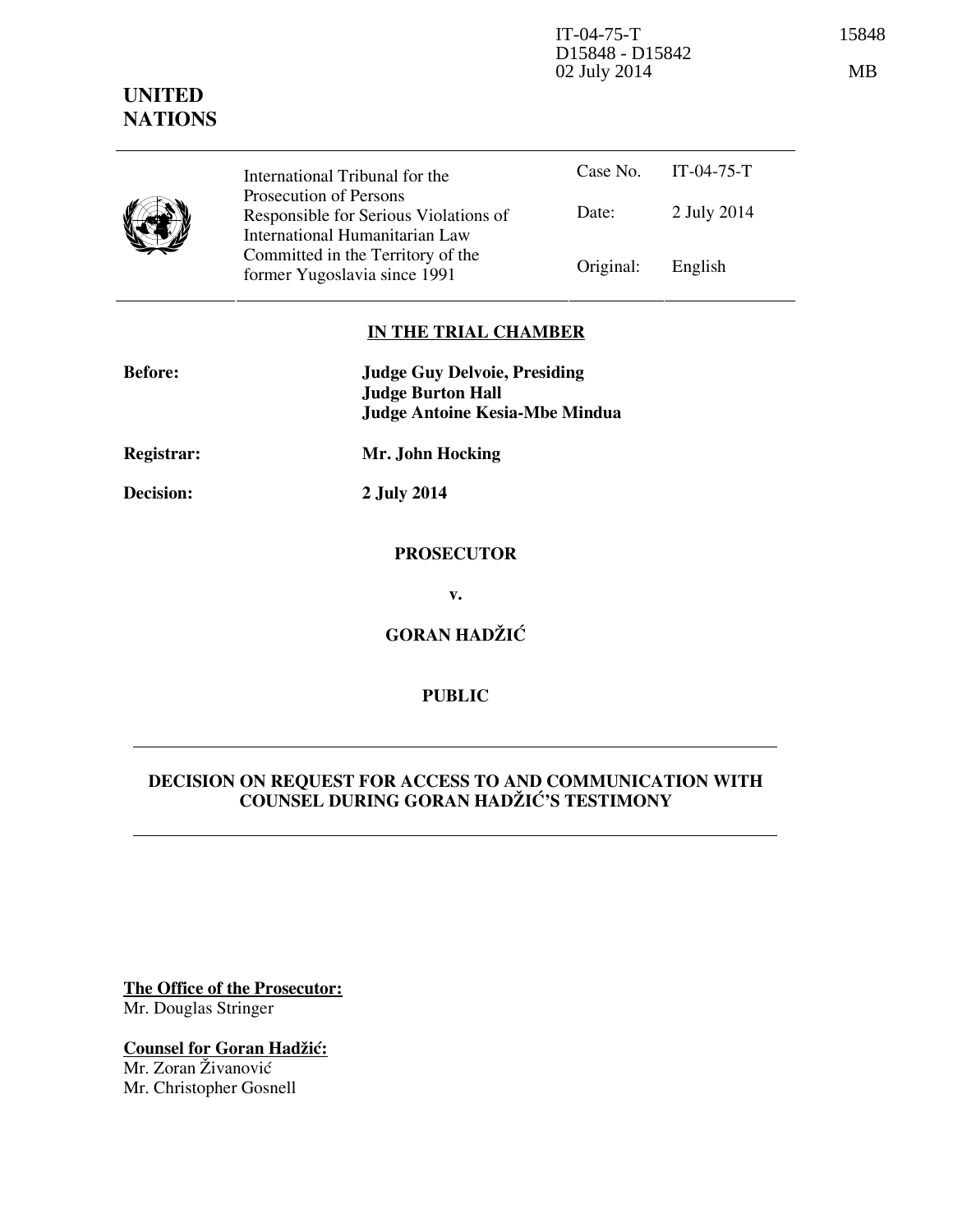IT-04-75-T
D15848 - D15842
02 July 2014

15848

MB

**UNITED NATIONS**

| | | | |
|---|---|---|---|
| | International Tribunal for the Prosecution of Persons Responsible for Serious Violations of International Humanitarian Law Committed in the Territory of the former Yugoslavia since 1991 | Case No. | IT-04-75-T |
| | | Date: | 2 July 2014 |
| | | Original: | English |

**IN THE TRIAL CHAMBER**

| | |
|---|---|
| **Before:** | **Judge Guy Delvoie, Presiding** |
| | **Judge Burton Hall** |
| | **Judge Antoine Kesia-Mbe Mindua** |
| **Registrar:** | **Mr. John Hocking** |
| **Decision:** | **2 July 2014** |

**PROSECUTOR**

**v.**

**GORAN HADŽIĆ**

**PUBLIC**

---

**DECISION ON REQUEST FOR ACCESS TO AND COMMUNICATION WITH COUNSEL DURING GORAN HADŽIĆ'S TESTIMONY**

---

**The Office of the Prosecutor:**
Mr. Douglas Stringer

**Counsel for Goran Hadžić:**
Mr. Zoran Živanović
Mr. Christopher Gosnell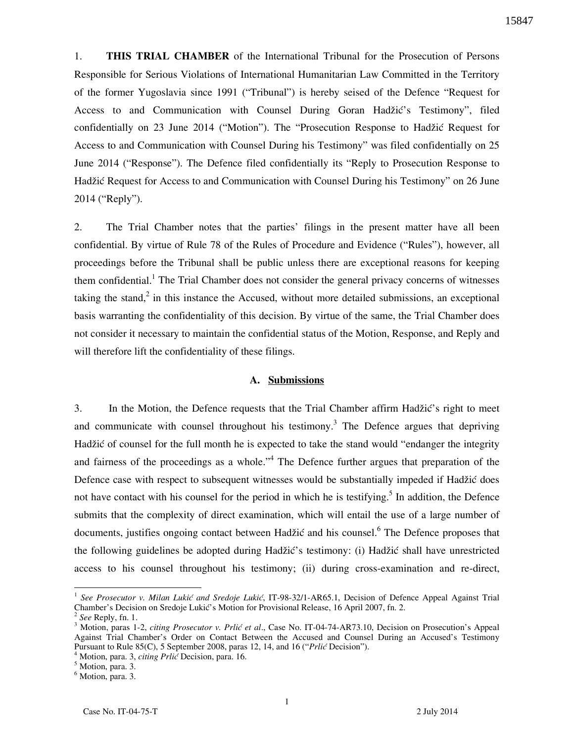1. **THIS TRIAL CHAMBER** of the International Tribunal for the Prosecution of Persons Responsible for Serious Violations of International Humanitarian Law Committed in the Territory of the former Yugoslavia since 1991 ("Tribunal") is hereby seised of the Defence "Request for Access to and Communication with Counsel During Goran Hadžić's Testimony", filed confidentially on 23 June 2014 ("Motion"). The "Prosecution Response to Hadžić Request for Access to and Communication with Counsel During his Testimony" was filed confidentially on 25 June 2014 ("Response"). The Defence filed confidentially its "Reply to Prosecution Response to Hadžić Request for Access to and Communication with Counsel During his Testimony" on 26 June 2014 ("Reply").

2. The Trial Chamber notes that the parties' filings in the present matter have all been confidential. By virtue of Rule 78 of the Rules of Procedure and Evidence ("Rules"), however, all proceedings before the Tribunal shall be public unless there are exceptional reasons for keeping them confidential.[1] The Trial Chamber does not consider the general privacy concerns of witnesses taking the stand,[2] in this instance the Accused, without more detailed submissions, an exceptional basis warranting the confidentiality of this decision. By virtue of the same, the Trial Chamber does not consider it necessary to maintain the confidential status of the Motion, Response, and Reply and will therefore lift the confidentiality of these filings.

## A. Submissions

3. In the Motion, the Defence requests that the Trial Chamber affirm Hadžić's right to meet and communicate with counsel throughout his testimony.[3] The Defence argues that depriving Hadžić of counsel for the full month he is expected to take the stand would "endanger the integrity and fairness of the proceedings as a whole."[4] The Defence further argues that preparation of the Defence case with respect to subsequent witnesses would be substantially impeded if Hadžić does not have contact with his counsel for the period in which he is testifying.[5] In addition, the Defence submits that the complexity of direct examination, which will entail the use of a large number of documents, justifies ongoing contact between Hadžić and his counsel.[6] The Defence proposes that the following guidelines be adopted during Hadžić's testimony: (i) Hadžić shall have unrestricted access to his counsel throughout his testimony; (ii) during cross-examination and re-direct,

---

[1] *See Prosecutor v. Milan Lukić and Sredoje Lukić*, IT-98-32/1-AR65.1, Decision of Defence Appeal Against Trial Chamber's Decision on Sredoje Lukić's Motion for Provisional Release, 16 April 2007, fn. 2.

[2] *See* Reply, fn. 1.

[3] Motion, paras 1-2, *citing Prosecutor v. Prlić et al*., Case No. IT-04-74-AR73.10, Decision on Prosecution's Appeal Against Trial Chamber's Order on Contact Between the Accused and Counsel During an Accused's Testimony Pursuant to Rule 85(C), 5 September 2008, paras 12, 14, and 16 ("*Prlić* Decision").

[4] Motion, para. 3, *citing Prlić* Decision, para. 16.

[5] Motion, para. 3.

[6] Motion, para. 3.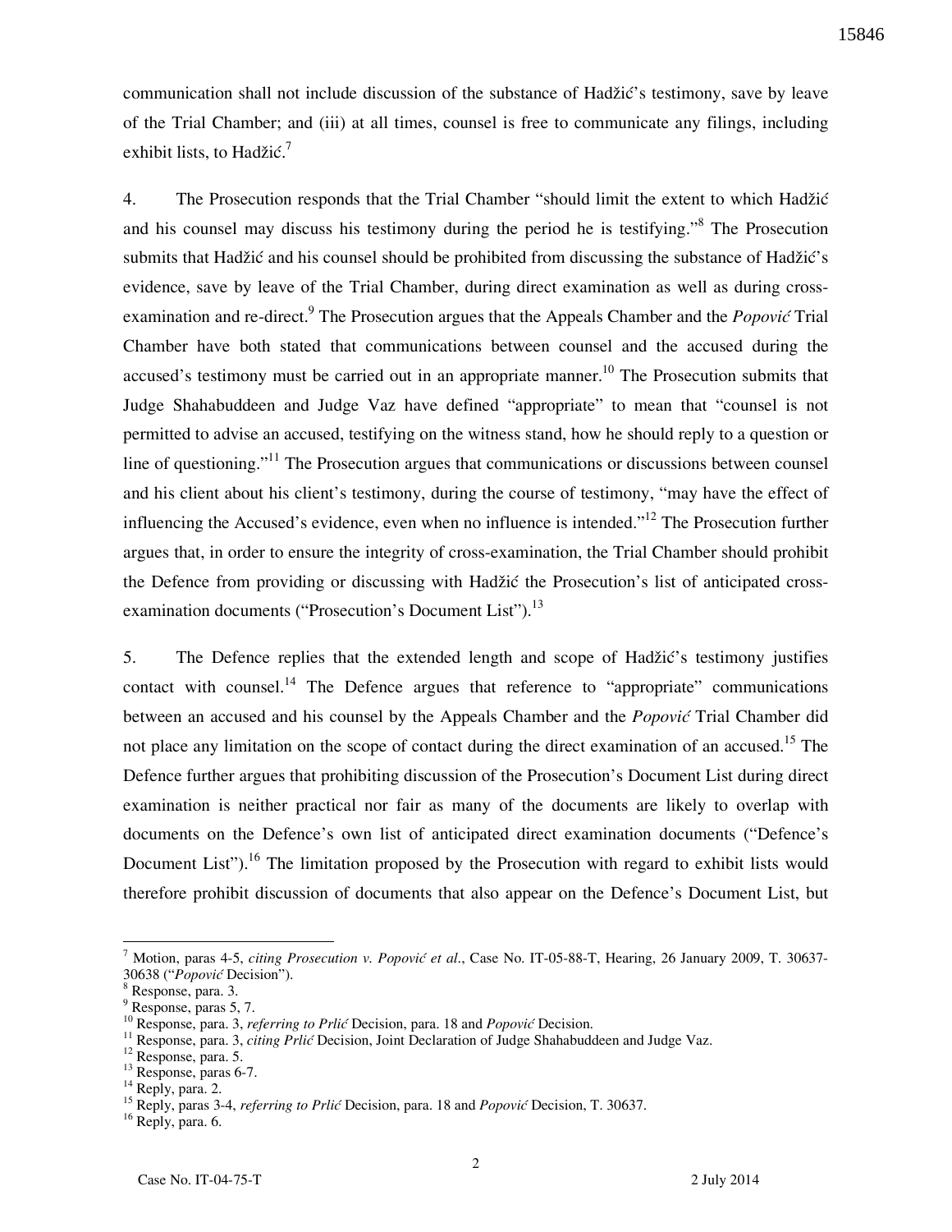communication shall not include discussion of the substance of Hadžić's testimony, save by leave of the Trial Chamber; and (iii) at all times, counsel is free to communicate any filings, including exhibit lists, to Hadžić.[7]

4. The Prosecution responds that the Trial Chamber "should limit the extent to which Hadžić and his counsel may discuss his testimony during the period he is testifying."[8] The Prosecution submits that Hadžić and his counsel should be prohibited from discussing the substance of Hadžić's evidence, save by leave of the Trial Chamber, during direct examination as well as during cross-examination and re-direct.[9] The Prosecution argues that the Appeals Chamber and the *Popović* Trial Chamber have both stated that communications between counsel and the accused during the accused's testimony must be carried out in an appropriate manner.[10] The Prosecution submits that Judge Shahabuddeen and Judge Vaz have defined "appropriate" to mean that "counsel is not permitted to advise an accused, testifying on the witness stand, how he should reply to a question or line of questioning."[11] The Prosecution argues that communications or discussions between counsel and his client about his client's testimony, during the course of testimony, "may have the effect of influencing the Accused's evidence, even when no influence is intended."[12] The Prosecution further argues that, in order to ensure the integrity of cross-examination, the Trial Chamber should prohibit the Defence from providing or discussing with Hadžić the Prosecution's list of anticipated cross-examination documents ("Prosecution's Document List").[13]

5. The Defence replies that the extended length and scope of Hadžić's testimony justifies contact with counsel.[14] The Defence argues that reference to "appropriate" communications between an accused and his counsel by the Appeals Chamber and the *Popović* Trial Chamber did not place any limitation on the scope of contact during the direct examination of an accused.[15] The Defence further argues that prohibiting discussion of the Prosecution's Document List during direct examination is neither practical nor fair as many of the documents are likely to overlap with documents on the Defence's own list of anticipated direct examination documents ("Defence's Document List").[16] The limitation proposed by the Prosecution with regard to exhibit lists would therefore prohibit discussion of documents that also appear on the Defence's Document List, but

---

[7] Motion, paras 4-5, *citing Prosecution v. Popović et al.*, Case No. IT-05-88-T, Hearing, 26 January 2009, T. 30637-30638 ("*Popović* Decision").

[8] Response, para. 3.

[9] Response, paras 5, 7.

[10] Response, para. 3, *referring to Prlić* Decision, para. 18 and *Popović* Decision.

[11] Response, para. 3, *citing Prlić* Decision, Joint Declaration of Judge Shahabuddeen and Judge Vaz.

[12] Response, para. 5.

[13] Response, paras 6-7.

[14] Reply, para. 2.

[15] Reply, paras 3-4, *referring to Prlić* Decision, para. 18 and *Popović* Decision, T. 30637.

[16] Reply, para. 6.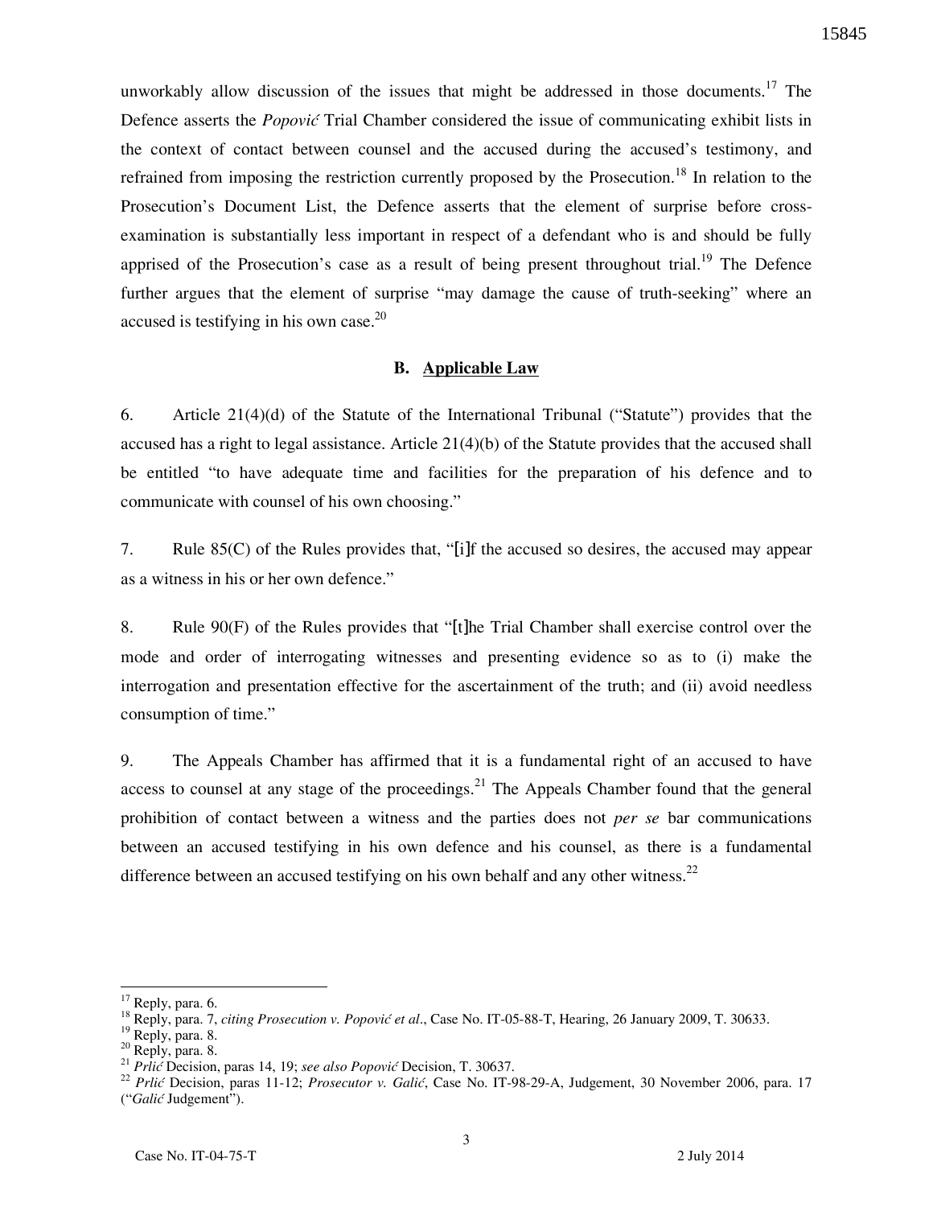unworkably allow discussion of the issues that might be addressed in those documents.[17] The Defence asserts the *Popović* Trial Chamber considered the issue of communicating exhibit lists in the context of contact between counsel and the accused during the accused's testimony, and refrained from imposing the restriction currently proposed by the Prosecution.[18] In relation to the Prosecution's Document List, the Defence asserts that the element of surprise before cross-examination is substantially less important in respect of a defendant who is and should be fully apprised of the Prosecution's case as a result of being present throughout trial.[19] The Defence further argues that the element of surprise "may damage the cause of truth-seeking" where an accused is testifying in his own case.[20]

### B. Applicable Law

6. Article 21(4)(d) of the Statute of the International Tribunal ("Statute") provides that the accused has a right to legal assistance. Article 21(4)(b) of the Statute provides that the accused shall be entitled "to have adequate time and facilities for the preparation of his defence and to communicate with counsel of his own choosing."

7. Rule 85(C) of the Rules provides that, "[i]f the accused so desires, the accused may appear as a witness in his or her own defence."

8. Rule 90(F) of the Rules provides that "[t]he Trial Chamber shall exercise control over the mode and order of interrogating witnesses and presenting evidence so as to (i) make the interrogation and presentation effective for the ascertainment of the truth; and (ii) avoid needless consumption of time."

9. The Appeals Chamber has affirmed that it is a fundamental right of an accused to have access to counsel at any stage of the proceedings.[21] The Appeals Chamber found that the general prohibition of contact between a witness and the parties does not *per se* bar communications between an accused testifying in his own defence and his counsel, as there is a fundamental difference between an accused testifying on his own behalf and any other witness.[22]

---

[17] Reply, para. 6.

[18] Reply, para. 7, *citing Prosecution v. Popović et al.*, Case No. IT-05-88-T, Hearing, 26 January 2009, T. 30633.

[19] Reply, para. 8.

[20] Reply, para. 8.

[21] *Prlić* Decision, paras 14, 19; *see also Popović* Decision, T. 30637.

[22] *Prlić* Decision, paras 11-12; *Prosecutor v. Galić*, Case No. IT-98-29-A, Judgement, 30 November 2006, para. 17 ("*Galić* Judgement").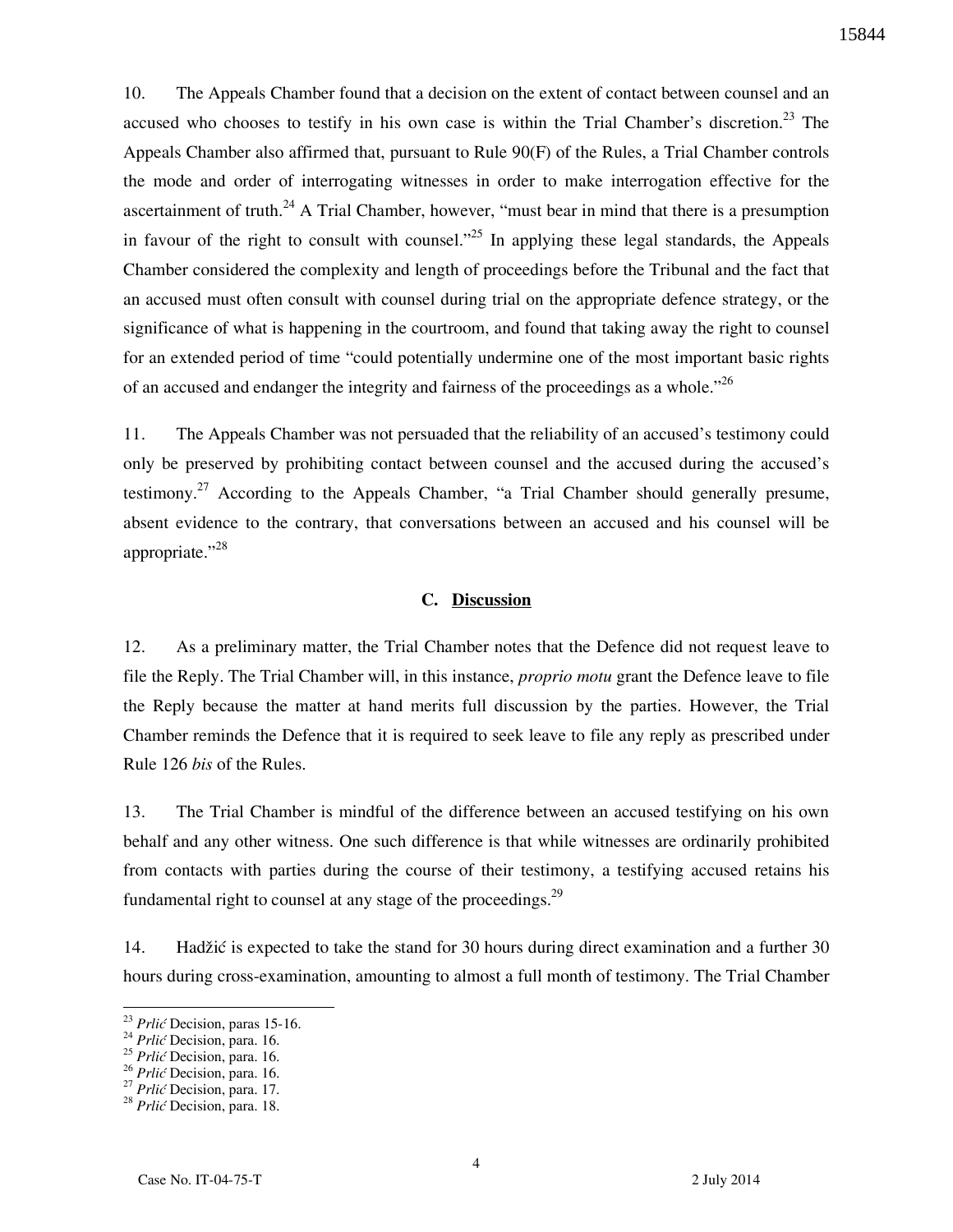10. The Appeals Chamber found that a decision on the extent of contact between counsel and an accused who chooses to testify in his own case is within the Trial Chamber's discretion.[23] The Appeals Chamber also affirmed that, pursuant to Rule 90(F) of the Rules, a Trial Chamber controls the mode and order of interrogating witnesses in order to make interrogation effective for the ascertainment of truth.[24] A Trial Chamber, however, "must bear in mind that there is a presumption in favour of the right to consult with counsel."[25] In applying these legal standards, the Appeals Chamber considered the complexity and length of proceedings before the Tribunal and the fact that an accused must often consult with counsel during trial on the appropriate defence strategy, or the significance of what is happening in the courtroom, and found that taking away the right to counsel for an extended period of time "could potentially undermine one of the most important basic rights of an accused and endanger the integrity and fairness of the proceedings as a whole."[26]

11. The Appeals Chamber was not persuaded that the reliability of an accused's testimony could only be preserved by prohibiting contact between counsel and the accused during the accused's testimony.[27] According to the Appeals Chamber, "a Trial Chamber should generally presume, absent evidence to the contrary, that conversations between an accused and his counsel will be appropriate."[28]

### C. <u>Discussion</u>

12. As a preliminary matter, the Trial Chamber notes that the Defence did not request leave to file the Reply. The Trial Chamber will, in this instance, *proprio motu* grant the Defence leave to file the Reply because the matter at hand merits full discussion by the parties. However, the Trial Chamber reminds the Defence that it is required to seek leave to file any reply as prescribed under Rule 126 *bis* of the Rules.

13. The Trial Chamber is mindful of the difference between an accused testifying on his own behalf and any other witness. One such difference is that while witnesses are ordinarily prohibited from contacts with parties during the course of their testimony, a testifying accused retains his fundamental right to counsel at any stage of the proceedings.[29]

14. Hadžić is expected to take the stand for 30 hours during direct examination and a further 30 hours during cross-examination, amounting to almost a full month of testimony. The Trial Chamber

---

[23] *Prlić* Decision, paras 15-16.
[24] *Prlić* Decision, para. 16.
[25] *Prlić* Decision, para. 16.
[26] *Prlić* Decision, para. 16.
[27] *Prlić* Decision, para. 17.
[28] *Prlić* Decision, para. 18.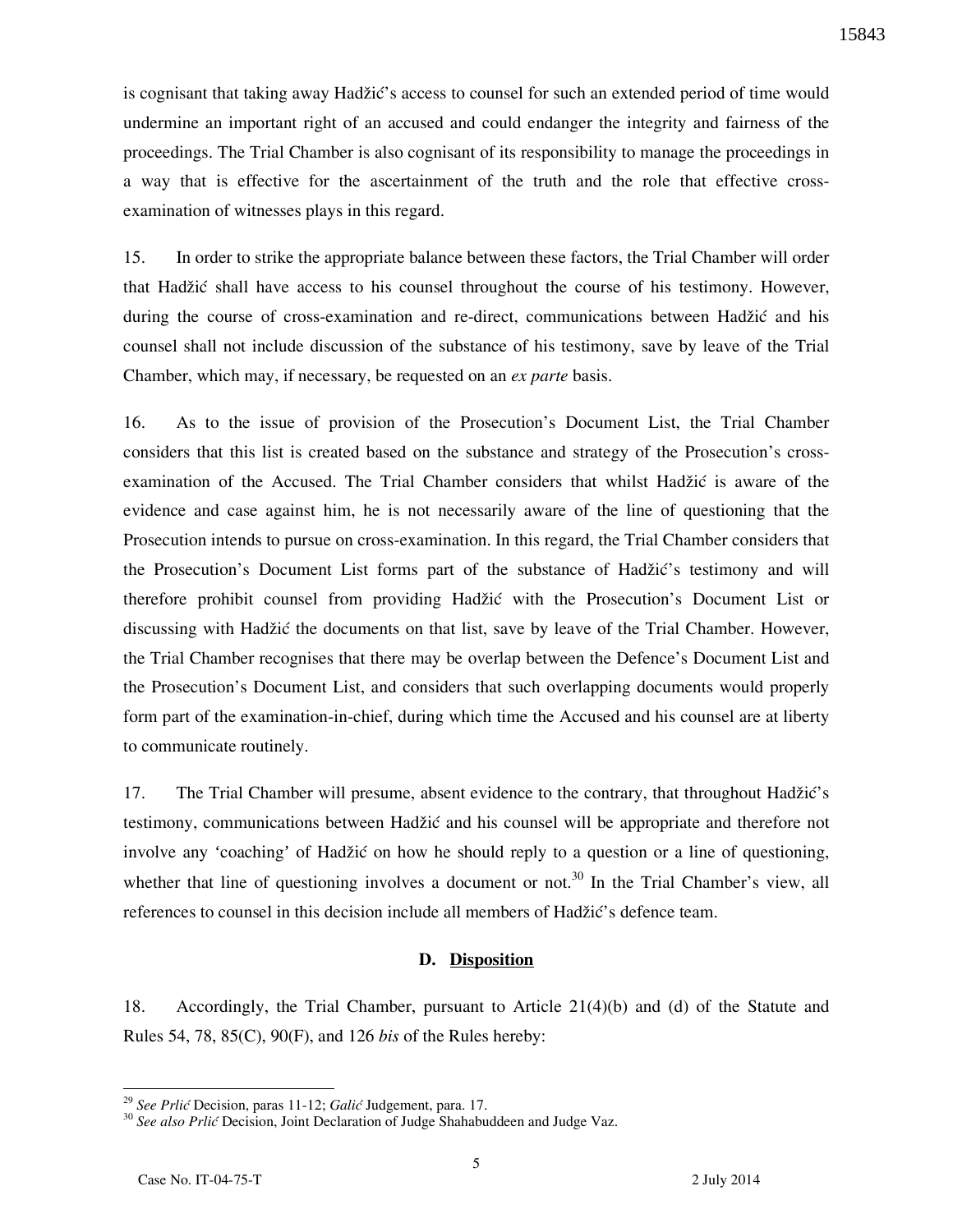is cognisant that taking away Hadžić's access to counsel for such an extended period of time would undermine an important right of an accused and could endanger the integrity and fairness of the proceedings. The Trial Chamber is also cognisant of its responsibility to manage the proceedings in a way that is effective for the ascertainment of the truth and the role that effective cross-examination of witnesses plays in this regard.

15. In order to strike the appropriate balance between these factors, the Trial Chamber will order that Hadžić shall have access to his counsel throughout the course of his testimony. However, during the course of cross-examination and re-direct, communications between Hadžić and his counsel shall not include discussion of the substance of his testimony, save by leave of the Trial Chamber, which may, if necessary, be requested on an *ex parte* basis.

16. As to the issue of provision of the Prosecution's Document List, the Trial Chamber considers that this list is created based on the substance and strategy of the Prosecution's cross-examination of the Accused. The Trial Chamber considers that whilst Hadžić is aware of the evidence and case against him, he is not necessarily aware of the line of questioning that the Prosecution intends to pursue on cross-examination. In this regard, the Trial Chamber considers that the Prosecution's Document List forms part of the substance of Hadžić's testimony and will therefore prohibit counsel from providing Hadžić with the Prosecution's Document List or discussing with Hadžić the documents on that list, save by leave of the Trial Chamber. However, the Trial Chamber recognises that there may be overlap between the Defence's Document List and the Prosecution's Document List, and considers that such overlapping documents would properly form part of the examination-in-chief, during which time the Accused and his counsel are at liberty to communicate routinely.

17. The Trial Chamber will presume, absent evidence to the contrary, that throughout Hadžić's testimony, communications between Hadžić and his counsel will be appropriate and therefore not involve any 'coaching' of Hadžić on how he should reply to a question or a line of questioning, whether that line of questioning involves a document or not.[30] In the Trial Chamber's view, all references to counsel in this decision include all members of Hadžić's defence team.

### D. Disposition

18. Accordingly, the Trial Chamber, pursuant to Article 21(4)(b) and (d) of the Statute and Rules 54, 78, 85(C), 90(F), and 126 *bis* of the Rules hereby:

---

[29] *See Prlić* Decision, paras 11-12; *Galić* Judgement, para. 17.

[30] *See also Prlić* Decision, Joint Declaration of Judge Shahabuddeen and Judge Vaz.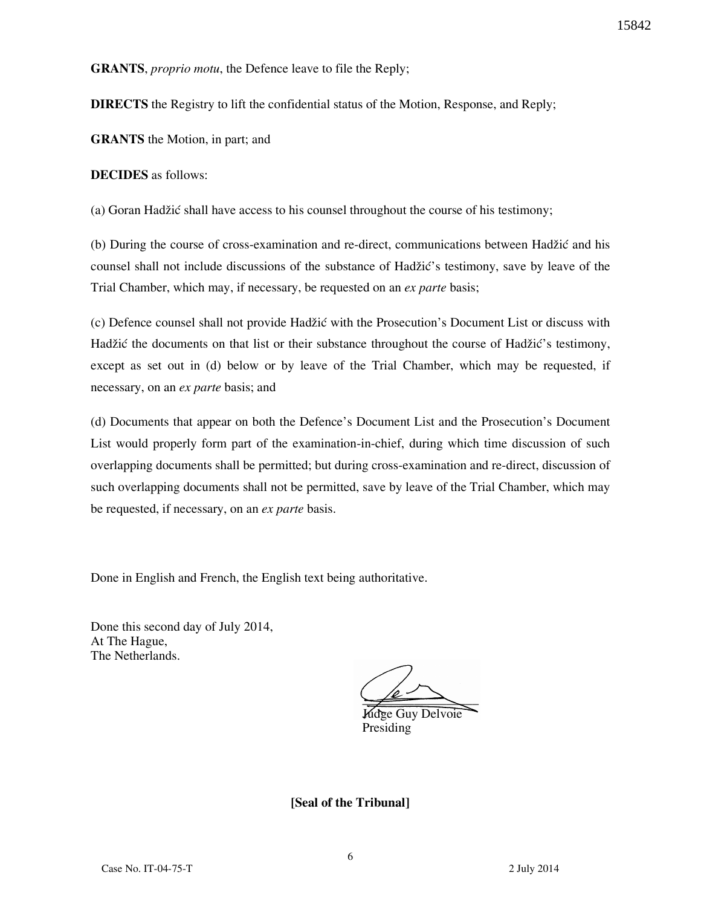**GRANTS**, *proprio motu*, the Defence leave to file the Reply;

**DIRECTS** the Registry to lift the confidential status of the Motion, Response, and Reply;

**GRANTS** the Motion, in part; and

**DECIDES** as follows:

(a) Goran Hadžić shall have access to his counsel throughout the course of his testimony;

(b) During the course of cross-examination and re-direct, communications between Hadžić and his counsel shall not include discussions of the substance of Hadžić's testimony, save by leave of the Trial Chamber, which may, if necessary, be requested on an *ex parte* basis;

(c) Defence counsel shall not provide Hadžić with the Prosecution's Document List or discuss with Hadžić the documents on that list or their substance throughout the course of Hadžić's testimony, except as set out in (d) below or by leave of the Trial Chamber, which may be requested, if necessary, on an *ex parte* basis; and

(d) Documents that appear on both the Defence's Document List and the Prosecution's Document List would properly form part of the examination-in-chief, during which time discussion of such overlapping documents shall be permitted; but during cross-examination and re-direct, discussion of such overlapping documents shall not be permitted, save by leave of the Trial Chamber, which may be requested, if necessary, on an *ex parte* basis.

Done in English and French, the English text being authoritative.

Done this second day of July 2014,
At The Hague,
The Netherlands.

Judge Guy Delvoie
Presiding

**[Seal of the Tribunal]**